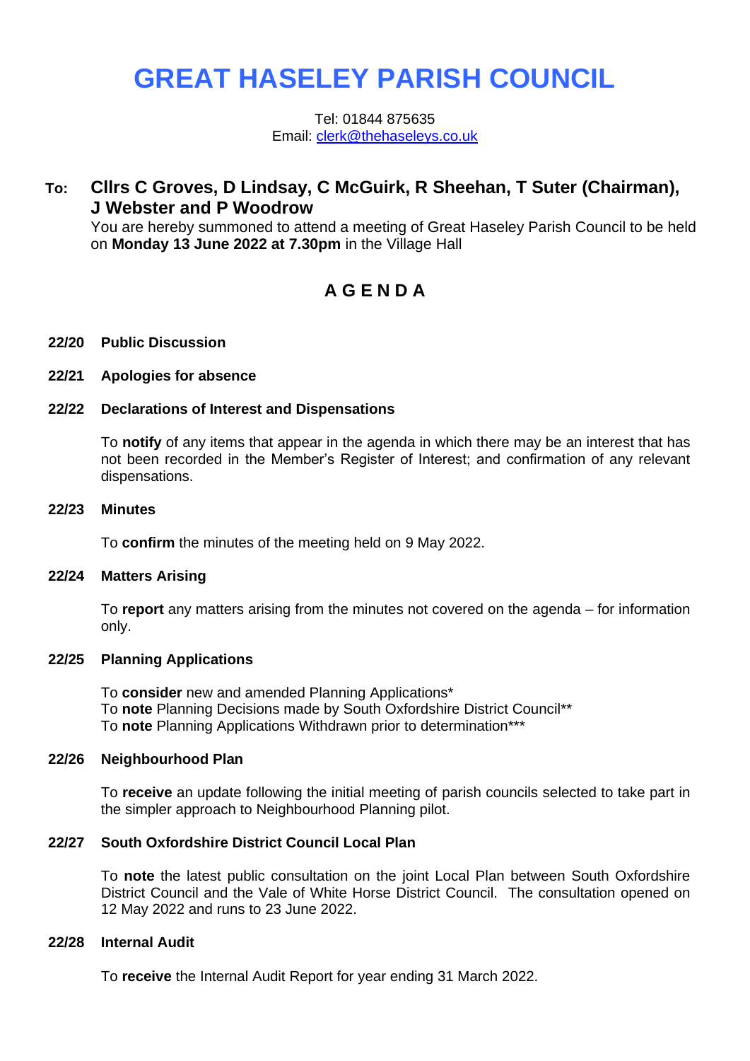# GREAT HASELEY PARISH COUNCIL

Tel: 01844 875635
Email: clerk@thehaseleys.co.uk

**To: Cllrs C Groves, D Lindsay, C McGuirk, R Sheehan, T Suter (Chairman), J Webster and P Woodrow**

You are hereby summoned to attend a meeting of Great Haseley Parish Council to be held on **Monday 13 June 2022 at 7.30pm** in the Village Hall

## A G E N D A

**22/20 Public Discussion**

**22/21 Apologies for absence**

**22/22 Declarations of Interest and Dispensations**

To **notify** of any items that appear in the agenda in which there may be an interest that has not been recorded in the Member's Register of Interest; and confirmation of any relevant dispensations.

**22/23 Minutes**

To **confirm** the minutes of the meeting held on 9 May 2022.

**22/24 Matters Arising**

To **report** any matters arising from the minutes not covered on the agenda – for information only.

**22/25 Planning Applications**

To **consider** new and amended Planning Applications*
To **note** Planning Decisions made by South Oxfordshire District Council**
To **note** Planning Applications Withdrawn prior to determination***

**22/26 Neighbourhood Plan**

To **receive** an update following the initial meeting of parish councils selected to take part in the simpler approach to Neighbourhood Planning pilot.

**22/27 South Oxfordshire District Council Local Plan**

To **note** the latest public consultation on the joint Local Plan between South Oxfordshire District Council and the Vale of White Horse District Council. The consultation opened on 12 May 2022 and runs to 23 June 2022.

**22/28 Internal Audit**

To **receive** the Internal Audit Report for year ending 31 March 2022.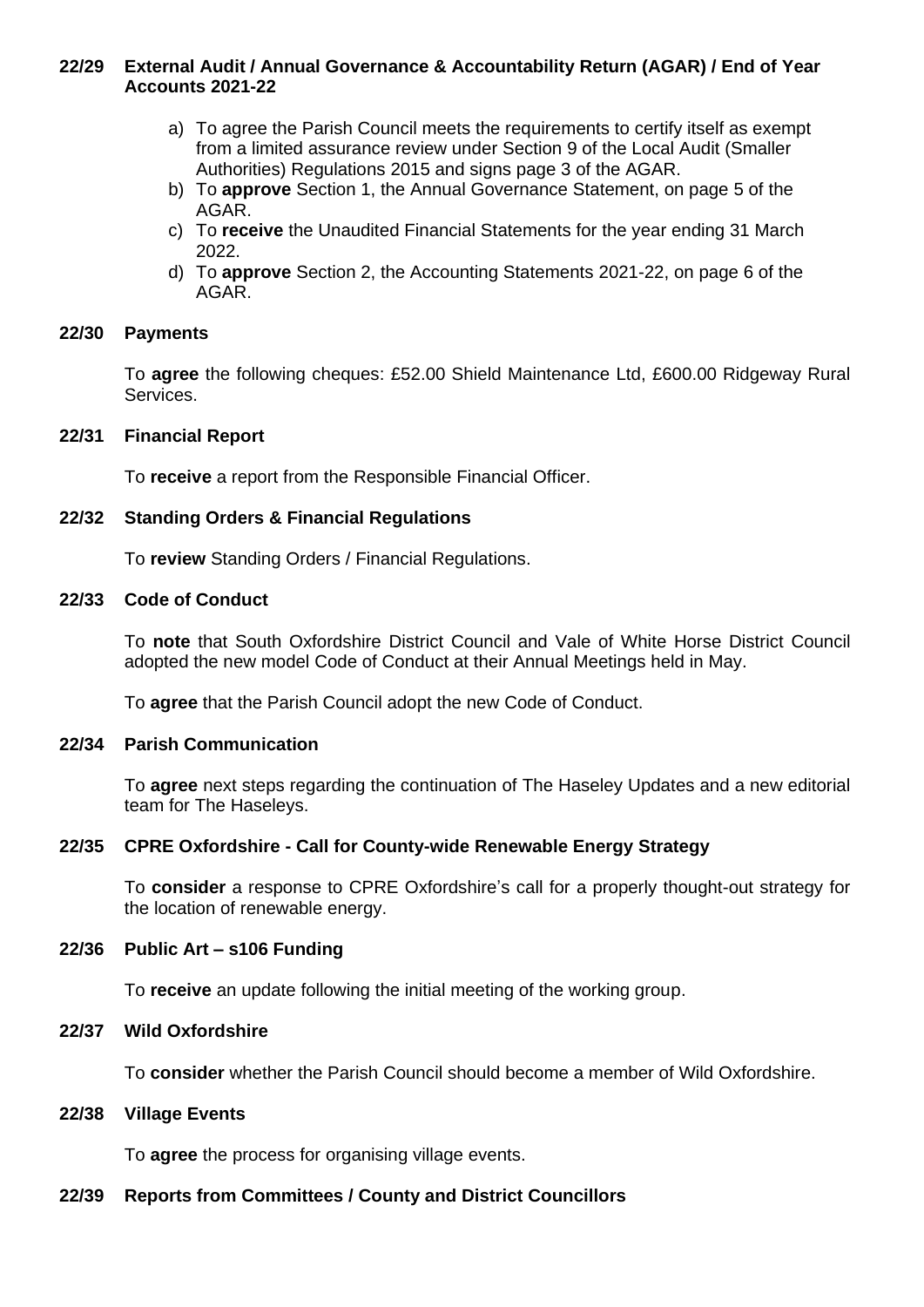**22/29 External Audit / Annual Governance & Accountability Return (AGAR) / End of Year Accounts 2021-22**

a) To agree the Parish Council meets the requirements to certify itself as exempt from a limited assurance review under Section 9 of the Local Audit (Smaller Authorities) Regulations 2015 and signs page 3 of the AGAR.
b) To **approve** Section 1, the Annual Governance Statement, on page 5 of the AGAR.
c) To **receive** the Unaudited Financial Statements for the year ending 31 March 2022.
d) To **approve** Section 2, the Accounting Statements 2021-22, on page 6 of the AGAR.

**22/30 Payments**

To **agree** the following cheques: £52.00 Shield Maintenance Ltd, £600.00 Ridgeway Rural Services.

**22/31 Financial Report**

To **receive** a report from the Responsible Financial Officer.

**22/32 Standing Orders & Financial Regulations**

To **review** Standing Orders / Financial Regulations.

**22/33 Code of Conduct**

To **note** that South Oxfordshire District Council and Vale of White Horse District Council adopted the new model Code of Conduct at their Annual Meetings held in May.

To **agree** that the Parish Council adopt the new Code of Conduct.

**22/34 Parish Communication**

To **agree** next steps regarding the continuation of The Haseley Updates and a new editorial team for The Haseleys.

**22/35 CPRE Oxfordshire - Call for County-wide Renewable Energy Strategy**

To **consider** a response to CPRE Oxfordshire's call for a properly thought-out strategy for the location of renewable energy.

**22/36 Public Art – s106 Funding**

To **receive** an update following the initial meeting of the working group.

**22/37 Wild Oxfordshire**

To **consider** whether the Parish Council should become a member of Wild Oxfordshire.

**22/38 Village Events**

To **agree** the process for organising village events.

**22/39 Reports from Committees / County and District Councillors**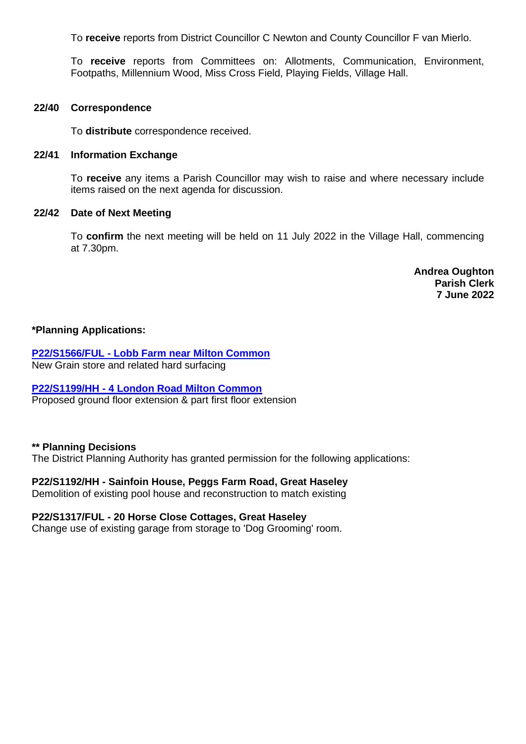To **receive** reports from District Councillor C Newton and County Councillor F van Mierlo.

To **receive** reports from Committees on: Allotments, Communication, Environment, Footpaths, Millennium Wood, Miss Cross Field, Playing Fields, Village Hall.

**22/40 Correspondence**

To **distribute** correspondence received.

**22/41 Information Exchange**

To **receive** any items a Parish Councillor may wish to raise and where necessary include items raised on the next agenda for discussion.

**22/42 Date of Next Meeting**

To **confirm** the next meeting will be held on 11 July 2022 in the Village Hall, commencing at 7.30pm.

**Andrea Oughton**
**Parish Clerk**
**7 June 2022**

**\*Planning Applications:**

**P22/S1566/FUL - Lobb Farm near Milton Common**
New Grain store and related hard surfacing

**P22/S1199/HH - 4 London Road Milton Common**
Proposed ground floor extension & part first floor extension

**\*\* Planning Decisions**
The District Planning Authority has granted permission for the following applications:

**P22/S1192/HH - Sainfoin House, Peggs Farm Road, Great Haseley**
Demolition of existing pool house and reconstruction to match existing

**P22/S1317/FUL - 20 Horse Close Cottages, Great Haseley**
Change use of existing garage from storage to 'Dog Grooming' room.